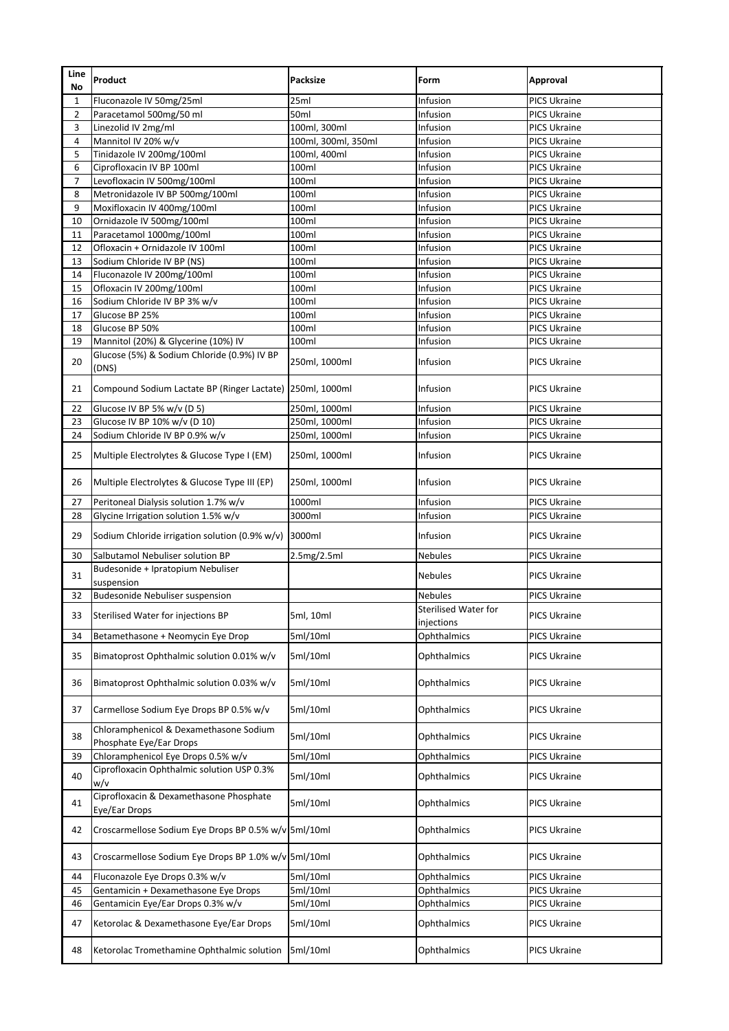| Line No | Product | Packsize | Form | Approval |
|---|---|---|---|---|
| 1 | Fluconazole IV 50mg/25ml | 25ml | Infusion | PICS Ukraine |
| 2 | Paracetamol 500mg/50 ml | 50ml | Infusion | PICS Ukraine |
| 3 | Linezolid IV 2mg/ml | 100ml, 300ml | Infusion | PICS Ukraine |
| 4 | Mannitol IV 20% w/v | 100ml, 300ml, 350ml | Infusion | PICS Ukraine |
| 5 | Tinidazole IV 200mg/100ml | 100ml, 400ml | Infusion | PICS Ukraine |
| 6 | Ciprofloxacin IV BP 100ml | 100ml | Infusion | PICS Ukraine |
| 7 | Levofloxacin IV 500mg/100ml | 100ml | Infusion | PICS Ukraine |
| 8 | Metronidazole IV BP 500mg/100ml | 100ml | Infusion | PICS Ukraine |
| 9 | Moxifloxacin IV 400mg/100ml | 100ml | Infusion | PICS Ukraine |
| 10 | Ornidazole IV 500mg/100ml | 100ml | Infusion | PICS Ukraine |
| 11 | Paracetamol 1000mg/100ml | 100ml | Infusion | PICS Ukraine |
| 12 | Ofloxacin + Ornidazole IV 100ml | 100ml | Infusion | PICS Ukraine |
| 13 | Sodium Chloride IV BP (NS) | 100ml | Infusion | PICS Ukraine |
| 14 | Fluconazole IV 200mg/100ml | 100ml | Infusion | PICS Ukraine |
| 15 | Ofloxacin IV 200mg/100ml | 100ml | Infusion | PICS Ukraine |
| 16 | Sodium Chloride IV BP 3% w/v | 100ml | Infusion | PICS Ukraine |
| 17 | Glucose BP 25% | 100ml | Infusion | PICS Ukraine |
| 18 | Glucose BP 50% | 100ml | Infusion | PICS Ukraine |
| 19 | Mannitol (20%) & Glycerine (10%) IV | 100ml | Infusion | PICS Ukraine |
| 20 | Glucose (5%) & Sodium Chloride (0.9%) IV BP (DNS) | 250ml, 1000ml | Infusion | PICS Ukraine |
| 21 | Compound Sodium Lactate BP (Ringer Lactate) | 250ml, 1000ml | Infusion | PICS Ukraine |
| 22 | Glucose IV BP 5% w/v (D 5) | 250ml, 1000ml | Infusion | PICS Ukraine |
| 23 | Glucose IV BP 10% w/v (D 10) | 250ml, 1000ml | Infusion | PICS Ukraine |
| 24 | Sodium Chloride IV BP 0.9% w/v | 250ml, 1000ml | Infusion | PICS Ukraine |
| 25 | Multiple Electrolytes & Glucose Type I (EM) | 250ml, 1000ml | Infusion | PICS Ukraine |
| 26 | Multiple Electrolytes & Glucose Type III (EP) | 250ml, 1000ml | Infusion | PICS Ukraine |
| 27 | Peritoneal Dialysis solution 1.7% w/v | 1000ml | Infusion | PICS Ukraine |
| 28 | Glycine Irrigation solution 1.5% w/v | 3000ml | Infusion | PICS Ukraine |
| 29 | Sodium Chloride irrigation solution (0.9% w/v) | 3000ml | Infusion | PICS Ukraine |
| 30 | Salbutamol Nebuliser solution BP | 2.5mg/2.5ml | Nebules | PICS Ukraine |
| 31 | Budesonide + Ipratopium Nebuliser suspension | | Nebules | PICS Ukraine |
| 32 | Budesonide Nebuliser suspension | | Nebules | PICS Ukraine |
| 33 | Sterilised Water for injections BP | 5ml, 10ml | Sterilised Water for injections | PICS Ukraine |
| 34 | Betamethasone + Neomycin Eye Drop | 5ml/10ml | Ophthalmics | PICS Ukraine |
| 35 | Bimatoprost Ophthalmic solution 0.01% w/v | 5ml/10ml | Ophthalmics | PICS Ukraine |
| 36 | Bimatoprost Ophthalmic solution 0.03% w/v | 5ml/10ml | Ophthalmics | PICS Ukraine |
| 37 | Carmellose Sodium Eye Drops BP 0.5% w/v | 5ml/10ml | Ophthalmics | PICS Ukraine |
| 38 | Chloramphenicol & Dexamethasone Sodium Phosphate Eye/Ear Drops | 5ml/10ml | Ophthalmics | PICS Ukraine |
| 39 | Chloramphenicol Eye Drops 0.5% w/v | 5ml/10ml | Ophthalmics | PICS Ukraine |
| 40 | Ciprofloxacin Ophthalmic solution USP 0.3% w/v | 5ml/10ml | Ophthalmics | PICS Ukraine |
| 41 | Ciprofloxacin & Dexamethasone Phosphate Eye/Ear Drops | 5ml/10ml | Ophthalmics | PICS Ukraine |
| 42 | Croscarmellose Sodium Eye Drops BP 0.5% w/v | 5ml/10ml | Ophthalmics | PICS Ukraine |
| 43 | Croscarmellose Sodium Eye Drops BP 1.0% w/v | 5ml/10ml | Ophthalmics | PICS Ukraine |
| 44 | Fluconazole Eye Drops 0.3% w/v | 5ml/10ml | Ophthalmics | PICS Ukraine |
| 45 | Gentamicin + Dexamethasone Eye Drops | 5ml/10ml | Ophthalmics | PICS Ukraine |
| 46 | Gentamicin Eye/Ear Drops 0.3% w/v | 5ml/10ml | Ophthalmics | PICS Ukraine |
| 47 | Ketorolac & Dexamethasone Eye/Ear Drops | 5ml/10ml | Ophthalmics | PICS Ukraine |
| 48 | Ketorolac Tromethamine Ophthalmic solution | 5ml/10ml | Ophthalmics | PICS Ukraine |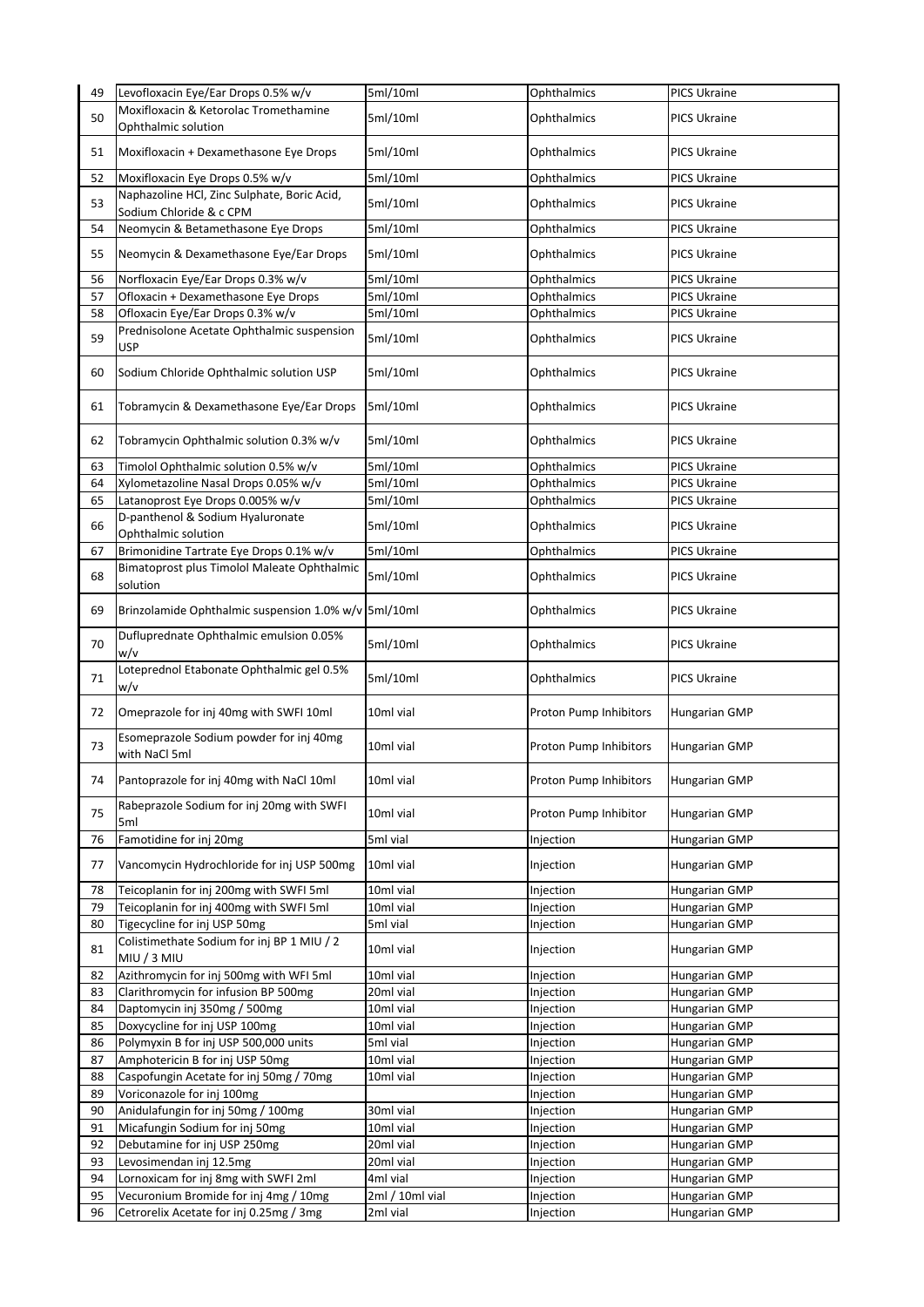| 49 | Levofloxacin Eye/Ear Drops 0.5% w/v | 5ml/10ml | Ophthalmics | PICS Ukraine |
|---|---|---|---|---|
| 50 | Moxifloxacin & Ketorolac Tromethamine Ophthalmic solution | 5ml/10ml | Ophthalmics | PICS Ukraine |
| 51 | Moxifloxacin + Dexamethasone Eye Drops | 5ml/10ml | Ophthalmics | PICS Ukraine |
| 52 | Moxifloxacin Eye Drops 0.5% w/v | 5ml/10ml | Ophthalmics | PICS Ukraine |
| 53 | Naphazoline HCl, Zinc Sulphate, Boric Acid, Sodium Chloride & c CPM | 5ml/10ml | Ophthalmics | PICS Ukraine |
| 54 | Neomycin & Betamethasone Eye Drops | 5ml/10ml | Ophthalmics | PICS Ukraine |
| 55 | Neomycin & Dexamethasone Eye/Ear Drops | 5ml/10ml | Ophthalmics | PICS Ukraine |
| 56 | Norfloxacin Eye/Ear Drops 0.3% w/v | 5ml/10ml | Ophthalmics | PICS Ukraine |
| 57 | Ofloxacin + Dexamethasone Eye Drops | 5ml/10ml | Ophthalmics | PICS Ukraine |
| 58 | Ofloxacin Eye/Ear Drops 0.3% w/v | 5ml/10ml | Ophthalmics | PICS Ukraine |
| 59 | Prednisolone Acetate Ophthalmic suspension USP | 5ml/10ml | Ophthalmics | PICS Ukraine |
| 60 | Sodium Chloride Ophthalmic solution USP | 5ml/10ml | Ophthalmics | PICS Ukraine |
| 61 | Tobramycin & Dexamethasone Eye/Ear Drops | 5ml/10ml | Ophthalmics | PICS Ukraine |
| 62 | Tobramycin Ophthalmic solution 0.3% w/v | 5ml/10ml | Ophthalmics | PICS Ukraine |
| 63 | Timolol Ophthalmic solution 0.5% w/v | 5ml/10ml | Ophthalmics | PICS Ukraine |
| 64 | Xylometazoline Nasal Drops 0.05% w/v | 5ml/10ml | Ophthalmics | PICS Ukraine |
| 65 | Latanoprost Eye Drops 0.005% w/v | 5ml/10ml | Ophthalmics | PICS Ukraine |
| 66 | D-panthenol & Sodium Hyaluronate Ophthalmic solution | 5ml/10ml | Ophthalmics | PICS Ukraine |
| 67 | Brimonidine Tartrate Eye Drops 0.1% w/v | 5ml/10ml | Ophthalmics | PICS Ukraine |
| 68 | Bimatoprost plus Timolol Maleate Ophthalmic solution | 5ml/10ml | Ophthalmics | PICS Ukraine |
| 69 | Brinzolamide Ophthalmic suspension 1.0% w/v | 5ml/10ml | Ophthalmics | PICS Ukraine |
| 70 | Difluprednate Ophthalmic emulsion 0.05% w/v | 5ml/10ml | Ophthalmics | PICS Ukraine |
| 71 | Loteprednol Etabonate Ophthalmic gel 0.5% w/v | 5ml/10ml | Ophthalmics | PICS Ukraine |
| 72 | Omeprazole for inj 40mg with SWFI 10ml | 10ml vial | Proton Pump Inhibitors | Hungarian GMP |
| 73 | Esomeprazole Sodium powder for inj 40mg with NaCl 5ml | 10ml vial | Proton Pump Inhibitors | Hungarian GMP |
| 74 | Pantoprazole for inj 40mg with NaCl 10ml | 10ml vial | Proton Pump Inhibitors | Hungarian GMP |
| 75 | Rabeprazole Sodium for inj 20mg with SWFI 5ml | 10ml vial | Proton Pump Inhibitor | Hungarian GMP |
| 76 | Famotidine for inj 20mg | 5ml vial | Injection | Hungarian GMP |
| 77 | Vancomycin Hydrochloride for inj USP 500mg | 10ml vial | Injection | Hungarian GMP |
| 78 | Teicoplanin for inj 200mg with SWFI 5ml | 10ml vial | Injection | Hungarian GMP |
| 79 | Teicoplanin for inj 400mg with SWFI 5ml | 10ml vial | Injection | Hungarian GMP |
| 80 | Tigecycline for inj USP 50mg | 5ml vial | Injection | Hungarian GMP |
| 81 | Colistimethate Sodium for inj BP 1 MIU / 2 MIU / 3 MIU | 10ml vial | Injection | Hungarian GMP |
| 82 | Azithromycin for inj 500mg with WFI 5ml | 10ml vial | Injection | Hungarian GMP |
| 83 | Clarithromycin for infusion BP 500mg | 20ml vial | Injection | Hungarian GMP |
| 84 | Daptomycin inj 350mg / 500mg | 10ml vial | Injection | Hungarian GMP |
| 85 | Doxycycline for inj USP 100mg | 10ml vial | Injection | Hungarian GMP |
| 86 | Polymyxin B for inj USP 500,000 units | 5ml vial | Injection | Hungarian GMP |
| 87 | Amphotericin B for inj USP 50mg | 10ml vial | Injection | Hungarian GMP |
| 88 | Caspofungin Acetate for inj 50mg / 70mg | 10ml vial | Injection | Hungarian GMP |
| 89 | Voriconazole for inj 100mg | | Injection | Hungarian GMP |
| 90 | Anidulafungin for inj 50mg / 100mg | 30ml vial | Injection | Hungarian GMP |
| 91 | Micafungin Sodium for inj 50mg | 10ml vial | Injection | Hungarian GMP |
| 92 | Debutamine for inj USP 250mg | 20ml vial | Injection | Hungarian GMP |
| 93 | Levosimendan inj 12.5mg | 20ml vial | Injection | Hungarian GMP |
| 94 | Lornoxicam for inj 8mg with SWFI 2ml | 4ml vial | Injection | Hungarian GMP |
| 95 | Vecuronium Bromide for inj 4mg / 10mg | 2ml / 10ml vial | Injection | Hungarian GMP |
| 96 | Cetrorelix Acetate for inj 0.25mg / 3mg | 2ml vial | Injection | Hungarian GMP |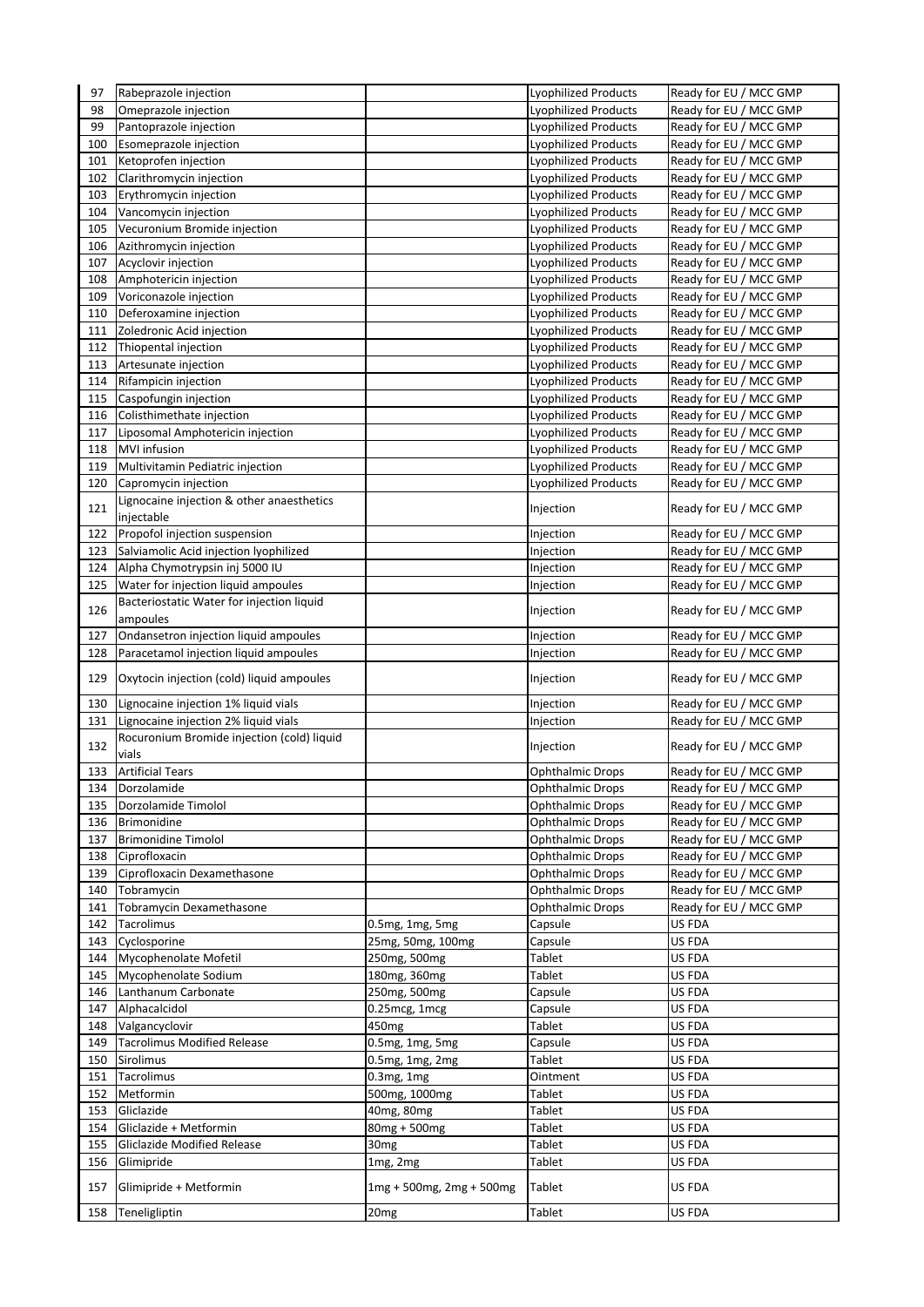| 97 | Rabeprazole injection | | Lyophilized Products | Ready for EU / MCC GMP |
|---|---|---|---|---|
| 98 | Omeprazole injection | | Lyophilized Products | Ready for EU / MCC GMP |
| 99 | Pantoprazole injection | | Lyophilized Products | Ready for EU / MCC GMP |
| 100 | Esomeprazole injection | | Lyophilized Products | Ready for EU / MCC GMP |
| 101 | Ketoprofen injection | | Lyophilized Products | Ready for EU / MCC GMP |
| 102 | Clarithromycin injection | | Lyophilized Products | Ready for EU / MCC GMP |
| 103 | Erythromycin injection | | Lyophilized Products | Ready for EU / MCC GMP |
| 104 | Vancomycin injection | | Lyophilized Products | Ready for EU / MCC GMP |
| 105 | Vecuronium Bromide injection | | Lyophilized Products | Ready for EU / MCC GMP |
| 106 | Azithromycin injection | | Lyophilized Products | Ready for EU / MCC GMP |
| 107 | Acyclovir injection | | Lyophilized Products | Ready for EU / MCC GMP |
| 108 | Amphotericin injection | | Lyophilized Products | Ready for EU / MCC GMP |
| 109 | Voriconazole injection | | Lyophilized Products | Ready for EU / MCC GMP |
| 110 | Deferoxamine injection | | Lyophilized Products | Ready for EU / MCC GMP |
| 111 | Zoledronic Acid injection | | Lyophilized Products | Ready for EU / MCC GMP |
| 112 | Thiopental injection | | Lyophilized Products | Ready for EU / MCC GMP |
| 113 | Artesunate injection | | Lyophilized Products | Ready for EU / MCC GMP |
| 114 | Rifampicin injection | | Lyophilized Products | Ready for EU / MCC GMP |
| 115 | Caspofungin injection | | Lyophilized Products | Ready for EU / MCC GMP |
| 116 | Colisthimethate injection | | Lyophilized Products | Ready for EU / MCC GMP |
| 117 | Liposomal Amphotericin injection | | Lyophilized Products | Ready for EU / MCC GMP |
| 118 | MVI infusion | | Lyophilized Products | Ready for EU / MCC GMP |
| 119 | Multivitamin Pediatric injection | | Lyophilized Products | Ready for EU / MCC GMP |
| 120 | Capromycin injection | | Lyophilized Products | Ready for EU / MCC GMP |
| 121 | Lignocaine injection & other anaesthetics injectable | | Injection | Ready for EU / MCC GMP |
| 122 | Propofol injection suspension | | Injection | Ready for EU / MCC GMP |
| 123 | Salviamolic Acid injection lyophilized | | Injection | Ready for EU / MCC GMP |
| 124 | Alpha Chymotrypsin inj 5000 IU | | Injection | Ready for EU / MCC GMP |
| 125 | Water for injection liquid ampoules | | Injection | Ready for EU / MCC GMP |
| 126 | Bacteriostatic Water for injection liquid ampoules | | Injection | Ready for EU / MCC GMP |
| 127 | Ondansetron injection liquid ampoules | | Injection | Ready for EU / MCC GMP |
| 128 | Paracetamol injection liquid ampoules | | Injection | Ready for EU / MCC GMP |
| 129 | Oxytocin injection (cold) liquid ampoules | | Injection | Ready for EU / MCC GMP |
| 130 | Lignocaine injection 1% liquid vials | | Injection | Ready for EU / MCC GMP |
| 131 | Lignocaine injection 2% liquid vials | | Injection | Ready for EU / MCC GMP |
| 132 | Rocuronium Bromide injection (cold) liquid vials | | Injection | Ready for EU / MCC GMP |
| 133 | Artificial Tears | | Ophthalmic Drops | Ready for EU / MCC GMP |
| 134 | Dorzolamide | | Ophthalmic Drops | Ready for EU / MCC GMP |
| 135 | Dorzolamide Timolol | | Ophthalmic Drops | Ready for EU / MCC GMP |
| 136 | Brimonidine | | Ophthalmic Drops | Ready for EU / MCC GMP |
| 137 | Brimonidine Timolol | | Ophthalmic Drops | Ready for EU / MCC GMP |
| 138 | Ciprofloxacin | | Ophthalmic Drops | Ready for EU / MCC GMP |
| 139 | Ciprofloxacin Dexamethasone | | Ophthalmic Drops | Ready for EU / MCC GMP |
| 140 | Tobramycin | | Ophthalmic Drops | Ready for EU / MCC GMP |
| 141 | Tobramycin Dexamethasone | | Ophthalmic Drops | Ready for EU / MCC GMP |
| 142 | Tacrolimus | 0.5mg, 1mg, 5mg | Capsule | US FDA |
| 143 | Cyclosporine | 25mg, 50mg, 100mg | Capsule | US FDA |
| 144 | Mycophenolate Mofetil | 250mg, 500mg | Tablet | US FDA |
| 145 | Mycophenolate Sodium | 180mg, 360mg | Tablet | US FDA |
| 146 | Lanthanum Carbonate | 250mg, 500mg | Capsule | US FDA |
| 147 | Alphacalcidol | 0.25mcg, 1mcg | Capsule | US FDA |
| 148 | Valgancyclovir | 450mg | Tablet | US FDA |
| 149 | Tacrolimus Modified Release | 0.5mg, 1mg, 5mg | Capsule | US FDA |
| 150 | Sirolimus | 0.5mg, 1mg, 2mg | Tablet | US FDA |
| 151 | Tacrolimus | 0.3mg, 1mg | Ointment | US FDA |
| 152 | Metformin | 500mg, 1000mg | Tablet | US FDA |
| 153 | Gliclazide | 40mg, 80mg | Tablet | US FDA |
| 154 | Gliclazide + Metformin | 80mg + 500mg | Tablet | US FDA |
| 155 | Gliclazide Modified Release | 30mg | Tablet | US FDA |
| 156 | Glimipride | 1mg, 2mg | Tablet | US FDA |
| 157 | Glimipride + Metformin | 1mg + 500mg, 2mg + 500mg | Tablet | US FDA |
| 158 | Teneligliptin | 20mg | Tablet | US FDA |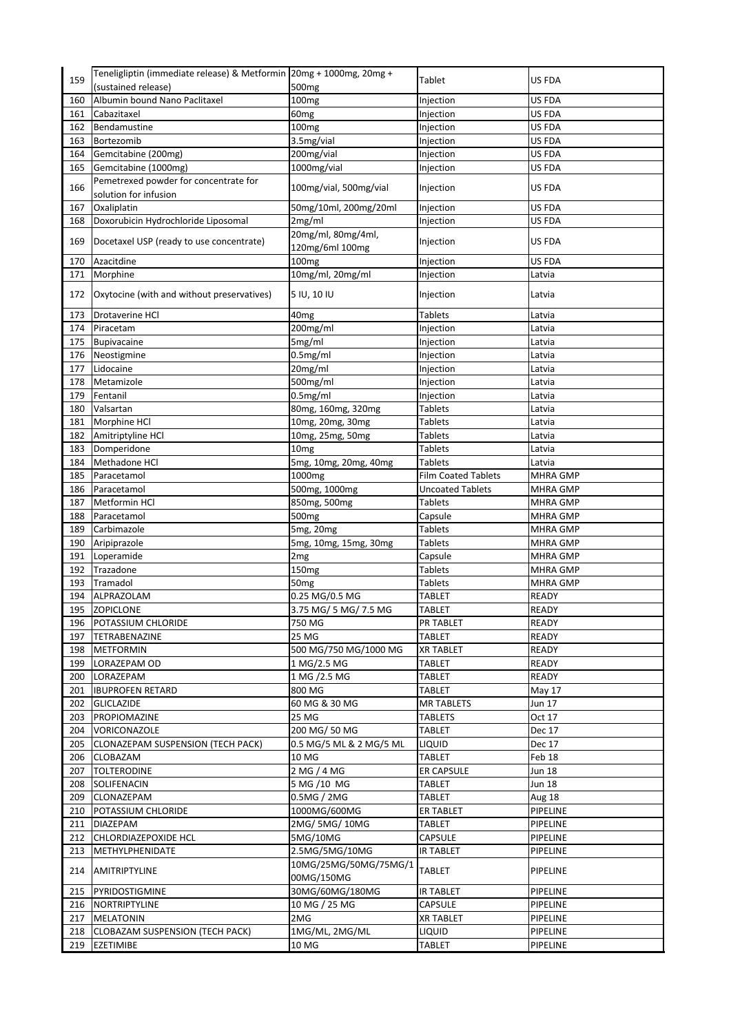| | | | | |
|---|---|---|---|---|
| 159 | Teneligliptin (immediate release) & Metformin (sustained release) | 20mg + 1000mg, 20mg + 500mg | Tablet | US FDA |
| 160 | Albumin bound Nano Paclitaxel | 100mg | Injection | US FDA |
| 161 | Cabazitaxel | 60mg | Injection | US FDA |
| 162 | Bendamustine | 100mg | Injection | US FDA |
| 163 | Bortezomib | 3.5mg/vial | Injection | US FDA |
| 164 | Gemcitabine (200mg) | 200mg/vial | Injection | US FDA |
| 165 | Gemcitabine (1000mg) | 1000mg/vial | Injection | US FDA |
| 166 | Pemetrexed powder for concentrate for solution for infusion | 100mg/vial, 500mg/vial | Injection | US FDA |
| 167 | Oxaliplatin | 50mg/10ml, 200mg/20ml | Injection | US FDA |
| 168 | Doxorubicin Hydrochloride Liposomal | 2mg/ml | Injection | US FDA |
| 169 | Docetaxel USP (ready to use concentrate) | 20mg/ml, 80mg/4ml, 120mg/6ml 100mg | Injection | US FDA |
| 170 | Azacitdine | 100mg | Injection | US FDA |
| 171 | Morphine | 10mg/ml, 20mg/ml | Injection | Latvia |
| 172 | Oxytocine (with and without preservatives) | 5 IU, 10 IU | Injection | Latvia |
| 173 | Drotaverine HCl | 40mg | Tablets | Latvia |
| 174 | Piracetam | 200mg/ml | Injection | Latvia |
| 175 | Bupivacaine | 5mg/ml | Injection | Latvia |
| 176 | Neostigmine | 0.5mg/ml | Injection | Latvia |
| 177 | Lidocaine | 20mg/ml | Injection | Latvia |
| 178 | Metamizole | 500mg/ml | Injection | Latvia |
| 179 | Fentanil | 0.5mg/ml | Injection | Latvia |
| 180 | Valsartan | 80mg, 160mg, 320mg | Tablets | Latvia |
| 181 | Morphine HCl | 10mg, 20mg, 30mg | Tablets | Latvia |
| 182 | Amitriptyline HCl | 10mg, 25mg, 50mg | Tablets | Latvia |
| 183 | Domperidone | 10mg | Tablets | Latvia |
| 184 | Methadone HCl | 5mg, 10mg, 20mg, 40mg | Tablets | Latvia |
| 185 | Paracetamol | 1000mg | Film Coated Tablets | MHRA GMP |
| 186 | Paracetamol | 500mg, 1000mg | Uncoated Tablets | MHRA GMP |
| 187 | Metformin HCl | 850mg, 500mg | Tablets | MHRA GMP |
| 188 | Paracetamol | 500mg | Capsule | MHRA GMP |
| 189 | Carbimazole | 5mg, 20mg | Tablets | MHRA GMP |
| 190 | Aripiprazole | 5mg, 10mg, 15mg, 30mg | Tablets | MHRA GMP |
| 191 | Loperamide | 2mg | Capsule | MHRA GMP |
| 192 | Trazadone | 150mg | Tablets | MHRA GMP |
| 193 | Tramadol | 50mg | Tablets | MHRA GMP |
| 194 | ALPRAZOLAM | 0.25 MG/0.5 MG | TABLET | READY |
| 195 | ZOPICLONE | 3.75 MG/ 5 MG/ 7.5 MG | TABLET | READY |
| 196 | POTASSIUM CHLORIDE | 750 MG | PR TABLET | READY |
| 197 | TETRABENAZINE | 25 MG | TABLET | READY |
| 198 | METFORMIN | 500 MG/750 MG/1000 MG | XR TABLET | READY |
| 199 | LORAZEPAM OD | 1 MG/2.5 MG | TABLET | READY |
| 200 | LORAZEPAM | 1 MG /2.5 MG | TABLET | READY |
| 201 | IBUPROFEN RETARD | 800 MG | TABLET | May 17 |
| 202 | GLICLAZIDE | 60 MG & 30 MG | MR TABLETS | Jun 17 |
| 203 | PROPIOMAZINE | 25 MG | TABLETS | Oct 17 |
| 204 | VORICONAZOLE | 200 MG/ 50 MG | TABLET | Dec 17 |
| 205 | CLONAZEPAM SUSPENSION (TECH PACK) | 0.5 MG/5 ML & 2 MG/5 ML | LIQUID | Dec 17 |
| 206 | CLOBAZAM | 10 MG | TABLET | Feb 18 |
| 207 | TOLTERODINE | 2 MG / 4 MG | ER CAPSULE | Jun 18 |
| 208 | SOLIFENACIN | 5 MG /10 MG | TABLET | Jun 18 |
| 209 | CLONAZEPAM | 0.5MG / 2MG | TABLET | Aug 18 |
| 210 | POTASSIUM CHLORIDE | 1000MG/600MG | ER TABLET | PIPELINE |
| 211 | DIAZEPAM | 2MG/ 5MG/ 10MG | TABLET | PIPELINE |
| 212 | CHLORDIAZEPOXIDE HCL | 5MG/10MG | CAPSULE | PIPELINE |
| 213 | METHYLPHENIDATE | 2.5MG/5MG/10MG | IR TABLET | PIPELINE |
| 214 | AMITRIPTYLINE | 10MG/25MG/50MG/75MG/100MG/150MG | TABLET | PIPELINE |
| 215 | PYRIDOSTIGMINE | 30MG/60MG/180MG | IR TABLET | PIPELINE |
| 216 | NORTRIPTYLINE | 10 MG / 25 MG | CAPSULE | PIPELINE |
| 217 | MELATONIN | 2MG | XR TABLET | PIPELINE |
| 218 | CLOBAZAM SUSPENSION (TECH PACK) | 1MG/ML, 2MG/ML | LIQUID | PIPELINE |
| 219 | EZETIMIBE | 10 MG | TABLET | PIPELINE |